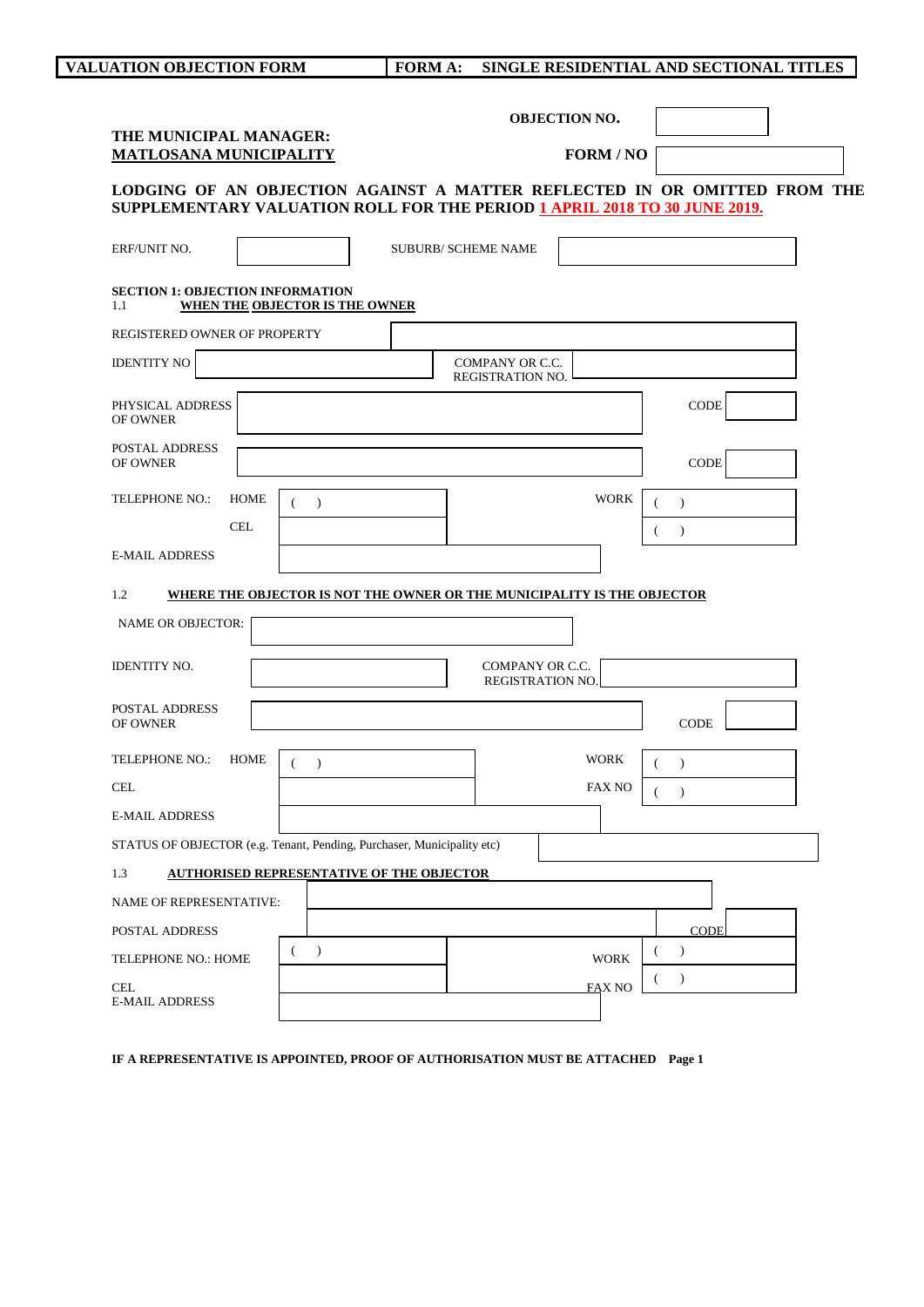| VALUATION OBJECTION FORM | FORM A: SINGLE RESIDENTIAL AND SECTIONAL TITLES |
|---|---|

**THE MUNICIPAL MANAGER:**
**MATLOSANA MUNICIPALITY**

| | |
|---|---|
| **OBJECTION NO.** | |
| **FORM / NO** | |

**LODGING OF AN OBJECTION AGAINST A MATTER REFLECTED IN OR OMITTED FROM THE SUPPLEMENTARY VALUATION ROLL FOR THE PERIOD 1 APRIL 2018 TO 30 JUNE 2019.**

| | | | |
|---|---|---|---|
| ERF/UNIT NO. | | SUBURB/ SCHEME NAME | |

**SECTION 1: OBJECTION INFORMATION**

1.1 **WHEN THE OBJECTOR IS THE OWNER**

| | | | |
|---|---|---|---|
| REGISTERED OWNER OF PROPERTY | | | |
| IDENTITY NO | | COMPANY OR C.C. REGISTRATION NO. | |
| PHYSICAL ADDRESS OF OWNER | | CODE | |
| POSTAL ADDRESS OF OWNER | | CODE | |
| TELEPHONE NO.: HOME | ( ) | WORK | ( ) |
| CEL | | | ( ) |
| E-MAIL ADDRESS | | | |

1.2 **WHERE THE OBJECTOR IS NOT THE OWNER OR THE MUNICIPALITY IS THE OBJECTOR**

| | | | |
|---|---|---|---|
| NAME OR OBJECTOR: | | | |
| IDENTITY NO. | | COMPANY OR C.C. REGISTRATION NO. | |
| POSTAL ADDRESS OF OWNER | | CODE | |
| TELEPHONE NO.: HOME | ( ) | WORK | ( ) |
| CEL | | FAX NO | ( ) |
| E-MAIL ADDRESS | | | |
| STATUS OF OBJECTOR (e.g. Tenant, Pending, Purchaser, Municipality etc) | | | |

1.3 **AUTHORISED REPRESENTATIVE OF THE OBJECTOR**

| | | | |
|---|---|---|---|
| NAME OF REPRESENTATIVE: | | | |
| POSTAL ADDRESS | | CODE | |
| TELEPHONE NO.: HOME | ( ) | WORK | ( ) |
| CEL | | FAX NO | ( ) |
| E-MAIL ADDRESS | | | |

**IF A REPRESENTATIVE IS APPOINTED, PROOF OF AUTHORISATION MUST BE ATTACHED**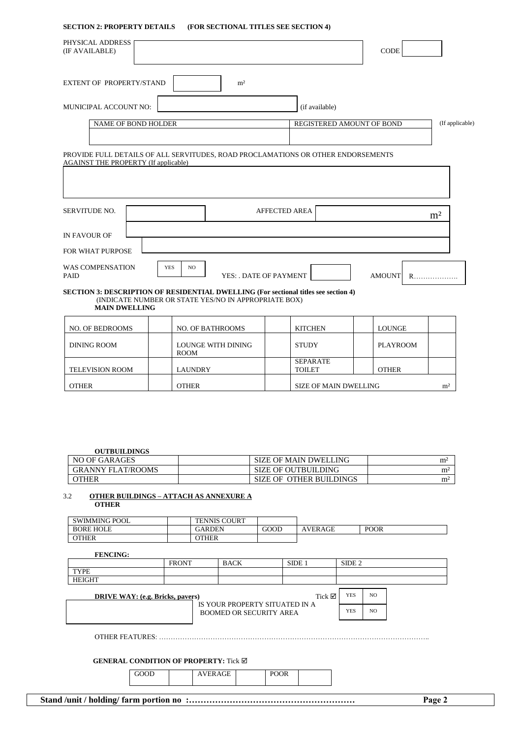**SECTION 2: PROPERTY DETAILS (FOR SECTIONAL TITLES SEE SECTION 4)**

PHYSICAL ADDRESS (IF AVAILABLE) | | CODE | |

EXTENT OF PROPERTY/STAND | | m²

MUNICIPAL ACCOUNT NO: | | (if available)

| NAME OF BOND HOLDER | REGISTERED AMOUNT OF BOND | (If applicable) |
|---|---|---|
| | | |

PROVIDE FULL DETAILS OF ALL SERVITUDES, ROAD PROCLAMATIONS OR OTHER ENDORSEMENTS AGAINST THE PROPERTY (If applicable)

| |
|---|
| |

SERVITUDE NO. | | AFFECTED AREA | | m²

IN FAVOUR OF | |

FOR WHAT PURPOSE | |

WAS COMPENSATION PAID | YES | NO | YES: . DATE OF PAYMENT | | AMOUNT | R……………….

**SECTION 3: DESCRIPTION OF RESIDENTIAL DWELLING (For sectional titles see section 4)**
(INDICATE NUMBER OR STATE YES/NO IN APPROPRIATE BOX)
**MAIN DWELLING**

| NO. OF BEDROOMS | | NO. OF BATHROOMS | | KITCHEN | | LOUNGE | |
|---|---|---|---|---|---|---|---|
| DINING ROOM | | LOUNGE WITH DINING ROOM | | STUDY | | PLAYROOM | |
| TELEVISION ROOM | | LAUNDRY | | SEPARATE TOILET | | OTHER | |
| OTHER | | OTHER | | SIZE OF MAIN DWELLING | | | m² |

**OUTBUILDINGS**

| NO OF GARAGES | | SIZE OF MAIN DWELLING | m² |
|---|---|---|---|
| GRANNY FLAT/ROOMS | | SIZE OF OUTBUILDING | m² |
| OTHER | | SIZE OF OTHER BUILDINGS | m² |

3.2 **OTHER BUILDINGS – ATTACH AS ANNEXURE A**
**OTHER**

| SWIMMING POOL | | TENNIS COURT | | | |
|---|---|---|---|---|---|
| BORE HOLE | | GARDEN | GOOD | AVERAGE | POOR |
| OTHER | | OTHER | | | |

**FENCING:**

| | FRONT | BACK | SIDE 1 | SIDE 2 |
|---|---|---|---|---|
| TYPE | | | | |
| HEIGHT | | | | |

**DRIVE WAY: (e.g. Bricks, pavers)**

| |
|---|

Tick ☑ | YES | NO

IS YOUR PROPERTY SITUATED IN A BOOMED OR SECURITY AREA | YES | NO

OTHER FEATURES: ………………………………………………………………………………………………………..

**GENERAL CONDITION OF PROPERTY:** Tick ☑

| GOOD | | AVERAGE | | POOR | |
|---|---|---|---|---|---|

**Stand /unit / holding/ farm portion no :…………………………………………………**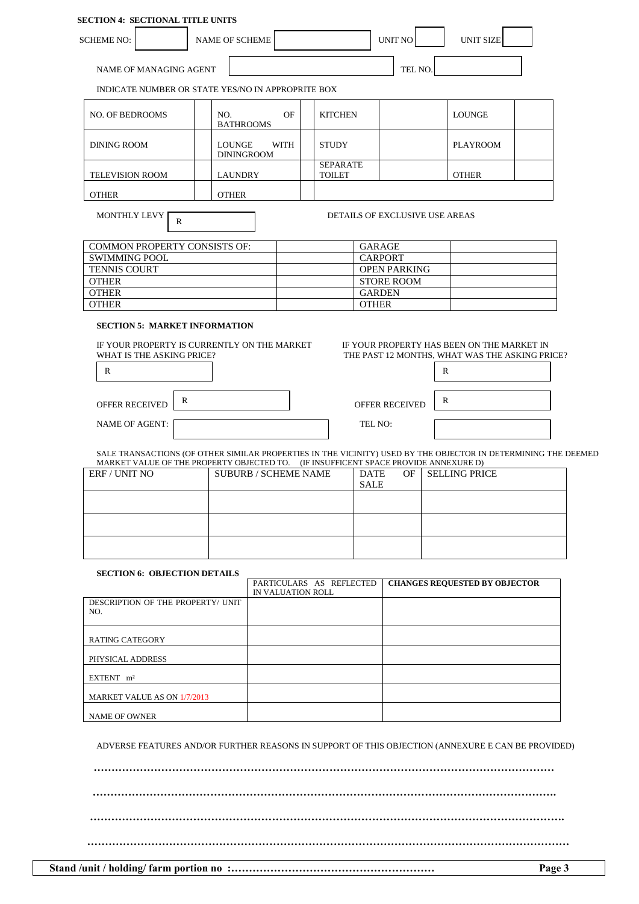**SECTION 4: SECTIONAL TITLE UNITS**

| SCHEME NO: | | NAME OF SCHEME | | UNIT NO | | UNIT SIZE | |
|---|---|---|---|---|---|---|---|

| NAME OF MANAGING AGENT | | TEL NO. | |
|---|---|---|---|

INDICATE NUMBER OR STATE YES/NO IN APPROPRITE BOX

| | | | | | | | |
|---|---|---|---|---|---|---|---|
| NO. OF BEDROOMS | | NO. OF BATHROOMS | | KITCHEN | | LOUNGE | |
| DINING ROOM | | LOUNGE WITH DININGROOM | | STUDY | | PLAYROOM | |
| TELEVISION ROOM | | LAUNDRY | | SEPARATE TOILET | | OTHER | |
| OTHER | | OTHER | | | | | |

MONTHLY LEVY R

DETAILS OF EXCLUSIVE USE AREAS

| | | | |
|---|---|---|---|
| COMMON PROPERTY CONSISTS OF: | | GARAGE | |
| SWIMMING POOL | | CARPORT | |
| TENNIS COURT | | OPEN PARKING | |
| OTHER | | STORE ROOM | |
| OTHER | | GARDEN | |
| OTHER | | OTHER | |

**SECTION 5: MARKET INFORMATION**

IF YOUR PROPERTY IS CURRENTLY ON THE MARKET WHAT IS THE ASKING PRICE?

R

IF YOUR PROPERTY HAS BEEN ON THE MARKET IN THE PAST 12 MONTHS, WHAT WAS THE ASKING PRICE?

R

OFFER RECEIVED R

OFFER RECEIVED R

NAME OF AGENT:

TEL NO:

SALE TRANSACTIONS (OF OTHER SIMILAR PROPERTIES IN THE VICINITY) USED BY THE OBJECTOR IN DETERMINING THE DEEMED MARKET VALUE OF THE PROPERTY OBJECTED TO. (IF INSUFFICENT SPACE PROVIDE ANNEXURE D)

| ERF / UNIT NO | SUBURB / SCHEME NAME | DATE OF SALE | SELLING PRICE |
|---|---|---|---|
| | | | |
| | | | |
| | | | |

**SECTION 6: OBJECTION DETAILS**

| | PARTICULARS AS REFLECTED IN VALUATION ROLL | **CHANGES REQUESTED BY OBJECTOR** |
|---|---|---|
| DESCRIPTION OF THE PROPERTY/ UNIT NO. | | |
| RATING CATEGORY | | |
| PHYSICAL ADDRESS | | |
| EXTENT $m^2$ | | |
| MARKET VALUE AS ON 1/7/2013 | | |
| NAME OF OWNER | | |

ADVERSE FEATURES AND/OR FURTHER REASONS IN SUPPORT OF THIS OBJECTION (ANNEXURE E CAN BE PROVIDED)

…………………………………………………………………………………………………………………

…………………………………………………………………………………………………………………

…………………………………………………………………………………………………………………

…………………………………………………………………………………………………………………

**Stand /unit / holding/ farm portion no :…………………………………………………**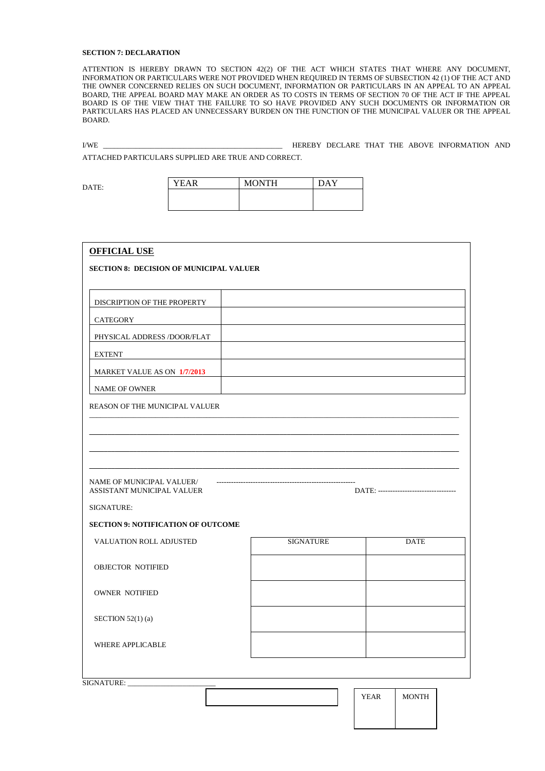**SECTION 7: DECLARATION**

ATTENTION IS HEREBY DRAWN TO SECTION 42(2) OF THE ACT WHICH STATES THAT WHERE ANY DOCUMENT, INFORMATION OR PARTICULARS WERE NOT PROVIDED WHEN REQUIRED IN TERMS OF SUBSECTION 42 (1) OF THE ACT AND THE OWNER CONCERNED RELIES ON SUCH DOCUMENT, INFORMATION OR PARTICULARS IN AN APPEAL TO AN APPEAL BOARD, THE APPEAL BOARD MAY MAKE AN ORDER AS TO COSTS IN TERMS OF SECTION 70 OF THE ACT IF THE APPEAL BOARD IS OF THE VIEW THAT THE FAILURE TO SO HAVE PROVIDED ANY SUCH DOCUMENTS OR INFORMATION OR PARTICULARS HAS PLACED AN UNNECESSARY BURDEN ON THE FUNCTION OF THE MUNICIPAL VALUER OR THE APPEAL BOARD.

I/WE ________________________________________________ HEREBY DECLARE THAT THE ABOVE INFORMATION AND ATTACHED PARTICULARS SUPPLIED ARE TRUE AND CORRECT.

DATE:

| YEAR | MONTH | DAY |
|---|---|---|
| | | |

**OFFICIAL USE**

**SECTION 8: DECISION OF MUNICIPAL VALUER**

| | |
|---|---|
| DISCRIPTION OF THE PROPERTY | |
| CATEGORY | |
| PHYSICAL ADDRESS /DOOR/FLAT | |
| EXTENT | |
| MARKET VALUE AS ON **1/7/2013** | |
| NAME OF OWNER | |

REASON OF THE MUNICIPAL VALUER

______________________________________________________________________________

______________________________________________________________________________

______________________________________________________________________________

______________________________________________________________________________

NAME OF MUNICIPAL VALUER/ ASSISTANT MUNICIPAL VALUER ---------------------------------------------------------- DATE: --------------------------------

SIGNATURE:

**SECTION 9: NOTIFICATION OF OUTCOME**

| VALUATION ROLL ADJUSTED | SIGNATURE | DATE |
|---|---|---|
| OBJECTOR NOTIFIED | | |
| OWNER NOTIFIED | | |
| SECTION 52(1) (a) | | |
| WHERE APPLICABLE | | |

SIGNATURE: ________________________

| YEAR | MONTH |
|---|---|
| | |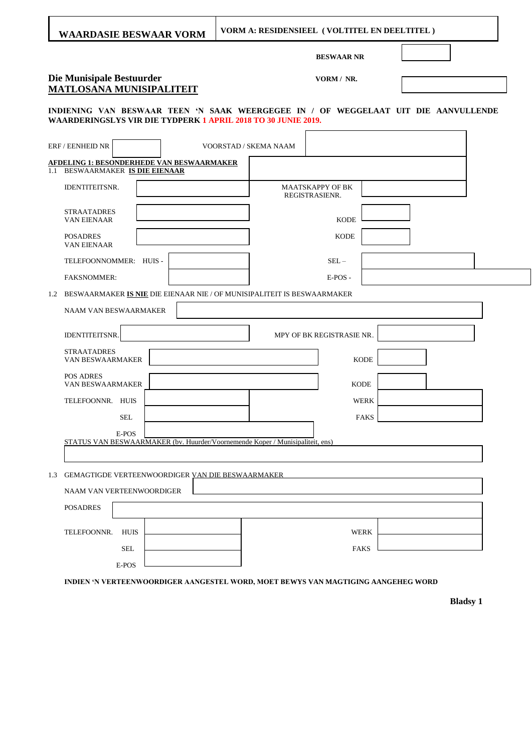| WAARDASIE BESWAAR VORM | VORM A: RESIDENSIEEL ( VOLTITEL EN DEELTITEL ) |
|---|---|

**BESWAAR NR**

**Die Munisipale Bestuurder**
**MATLOSANA MUNISIPALITEIT**

**VORM / NR.**

**INDIENING VAN BESWAAR TEEN 'N SAAK WEERGEGEE IN / OF WEGGELAAT UIT DIE AANVULLENDE WAARDERINGSLYS VIR DIE TYDPERK 1 APRIL 2018 TO 30 JUNIE 2019.**

ERF / EENHEID NR | VOORSTAD / SKEMA NAAM

**AFDELING 1: BESONDERHEDE VAN BESWAARMAKER**

1.1 BESWAARMAKER **IS DIE EIENAAR**

| | | | |
|---|---|---|---|
| IDENTITEITSNR. | | MAATSKAPPY OF BK REGISTRASIENR. | |
| STRAATADRES VAN EIENAAR | | KODE | |
| POSADRES VAN EIENAAR | | KODE | |
| TELEFOONNOMMER: HUIS - | | SEL – | |
| FAKSNOMMER: | | E-POS - | |

1.2 BESWAARMAKER **IS NIE** DIE EIENAAR NIE / OF MUNISIPALITEIT IS BESWAARMAKER

| | | | |
|---|---|---|---|
| NAAM VAN BESWAARMAKER | | | |
| IDENTITEITSNR. | | MPY OF BK REGISTRASIE NR. | |
| STRAATADRES VAN BESWAARMAKER | | KODE | |
| POS ADRES VAN BESWAARMAKER | | KODE | |
| TELEFOONNR. HUIS | | WERK | |
| SEL | | FAKS | |
| E-POS | | | |

STATUS VAN BESWAARMAKER (bv. Huurder/Voornemende Koper / Munisipaliteit, ens)

1.3 GEMAGTIGDE VERTEENWOORDIGER VAN DIE BESWAARMAKER

| | | | |
|---|---|---|---|
| NAAM VAN VERTEENWOORDIGER | | | |
| POSADRES | | | |
| TELEFOONNR. HUIS | | WERK | |
| SEL | | FAKS | |
| E-POS | | | |

**INDIEN 'N VERTEENWOORDIGER AANGESTEL WORD, MOET BEWYS VAN MAGTIGING AANGEHEG WORD**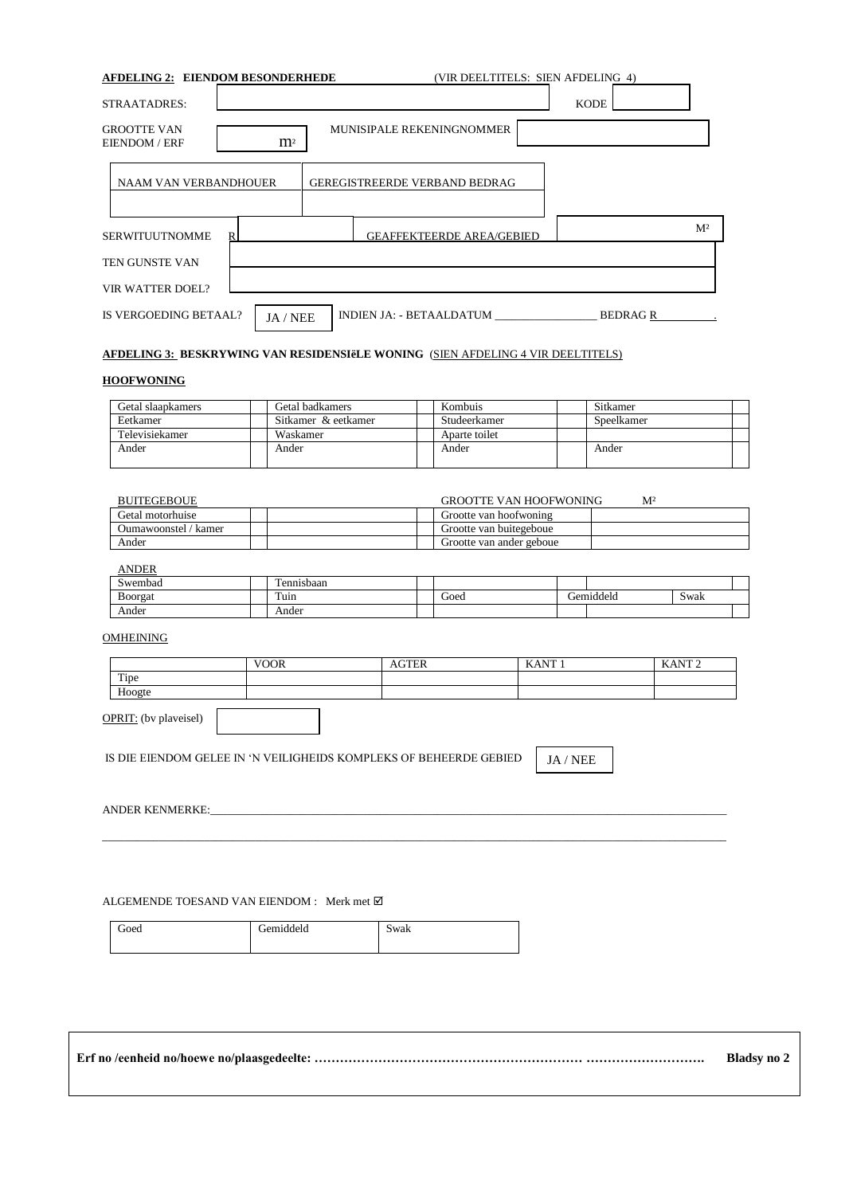**AFDELING 2: EIENDOM BESONDERHEDE** (VIR DEELTITELS: SIEN AFDELING 4)

STRAATADRES: KODE

GROOTTE VAN EIENDOM / ERF m² MUNISIPALE REKENINGNOMMER

| NAAM VAN VERBANDHOUER | GEREGISTREERDE VERBAND BEDRAG |
|---|---|
| | |

SERWITUUTNOMME R GEAFFEKTEERDE AREA/GEBIED M²

TEN GUNSTE VAN

VIR WATTER DOEL?

IS VERGOEDING BETAAL? JA / NEE INDIEN JA: - BETAALDATUM _________________ BEDRAG R_________.

**AFDELING 3: BESKRYWING VAN RESIDENSIëLE WONING** (SIEN AFDELING 4 VIR DEELTITELS)

**HOOFWONING**

| | | | | | | | |
|---|---|---|---|---|---|---|---|
| Getal slaapkamers | | Getal badkamers | | Kombuis | | Sitkamer | |
| Eetkamer | | Sitkamer & eetkamer | | Studeerkamer | | Speelkamer | |
| Televisiekamer | | Waskamer | | Aparte toilet | | | |
| Ander | | Ander | | Ander | | Ander | |

| BUITEGEBOUE | | | | GROOTTE VAN HOOFWONING M² | |
|---|---|---|---|---|---|
| Getal motorhuise | | | | Grootte van hoofwoning | |
| Oumawoonstel / kamer | | | | Grootte van buitegeboue | |
| Ander | | | | Grootte van ander geboue | |

| ANDER | | | | | | | |
|---|---|---|---|---|---|---|---|
| Swembad | | Tennisbaan | | | | | |
| Boorgat | | Tuin | | Goed | Gemiddeld | Swak | |
| Ander | | Ander | | | | | |

OMHEINING

| | VOOR | AGTER | KANT 1 | KANT 2 |
|---|---|---|---|---|
| Tipe | | | | |
| Hoogte | | | | |

OPRIT: (bv plaveisel)

IS DIE EIENDOM GELEE IN 'N VEILIGHEIDS KOMPLEKS OF BEHEERDE GEBIED JA / NEE

ANDER KENMERKE:_______________________________________________________________________________

_______________________________________________________________________________________________

ALGEMENDE TOESAND VAN EIENDOM : Merk met ☑

| Goed | Gemiddeld | Swak |
|---|---|---|
| | | |

**Erf no /eenheid no/hoewe no/plaasgedeelte: ……………………………………………………… ………………………. Bladsy no 2**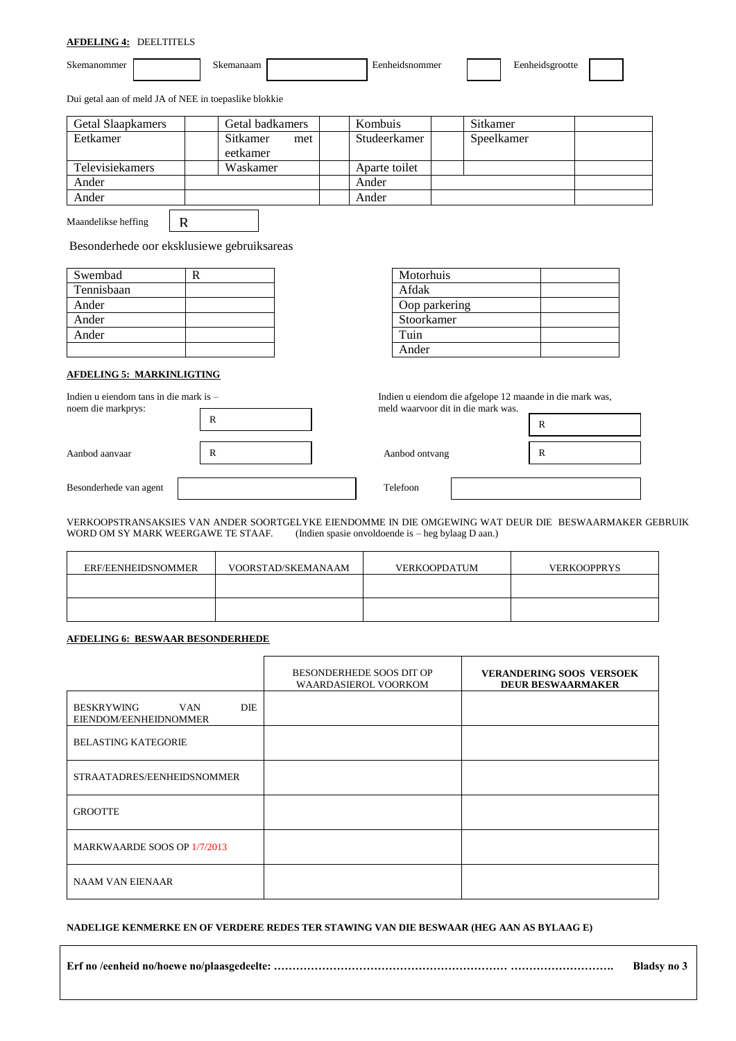**AFDELING 4:** DEELTITELS

| Skemanommer | | Skemanaam | | Eenheidsnommer | | Eenheidsgrootte | |
|---|---|---|---|---|---|---|---|

Dui getal aan of meld JA of NEE in toepaslike blokkie

| | | | | | | | |
|---|---|---|---|---|---|---|---|
| Getal Slaapkamers | | Getal badkamers | | Kombuis | | Sitkamer | |
| Eetkamer | | Sitkamer met eetkamer | | Studeerkamer | | Speelkamer | |
| Televisiekamers | | Waskamer | | Aparte toilet | | | |
| Ander | | | | Ander | | | |
| Ander | | | | Ander | | | |

Maandelikse heffing R

Besonderhede oor eksklusiewe gebruiksareas

| | |
|---|---|
| Swembad | R |
| Tennisbaan | |
| Ander | |
| Ander | |
| Ander | |
| | |

| | |
|---|---|
| Motorhuis | |
| Afdak | |
| Oop parkering | |
| Stoorkamer | |
| Tuin | |
| Ander | |

**AFDELING 5: MARKINLIGTING**

Indien u eiendom tans in die mark is – noem die markprys: R

Indien u eiendom die afgelope 12 maande in die mark was, meld waarvoor dit in die mark was. R

Aanbod aanvaar R

Aanbod ontvang R

Besonderhede van agent

Telefoon

VERKOOPSTRANSAKSIES VAN ANDER SOORTGELYKE EIENDOMME IN DIE OMGEWING WAT DEUR DIE BESWAARMAKER GEBRUIK WORD OM SY MARK WEERGAWE TE STAAF. (Indien spasie onvoldoende is – heg bylaag D aan.)

| ERF/EENHEIDSNOMMER | VOORSTAD/SKEMANAAM | VERKOOPDATUM | VERKOOPPRYS |
|---|---|---|---|
| | | | |
| | | | |

**AFDELING 6: BESWAAR BESONDERHEDE**

| | BESONDERHEDE SOOS DIT OP WAARDASIEROL VOORKOM | **VERANDERING SOOS VERSOEK DEUR BESWAARMAKER** |
|---|---|---|
| BESKRYWING VAN DIE EIENDOM/EENHEIDNOMMER | | |
| BELASTING KATEGORIE | | |
| STRAATADRES/EENHEIDSNOMMER | | |
| GROOTTE | | |
| MARKWAARDE SOOS OP 1/7/2013 | | |
| NAAM VAN EIENAAR | | |

**NADELIGE KENMERKE EN OF VERDERE REDES TER STAWING VAN DIE BESWAAR (HEG AAN AS BYLAAG E)**

**Erf no /eenheid no/hoewe no/plaasgedeelte: ……………………………………………………… ………………………. Bladsy no 3**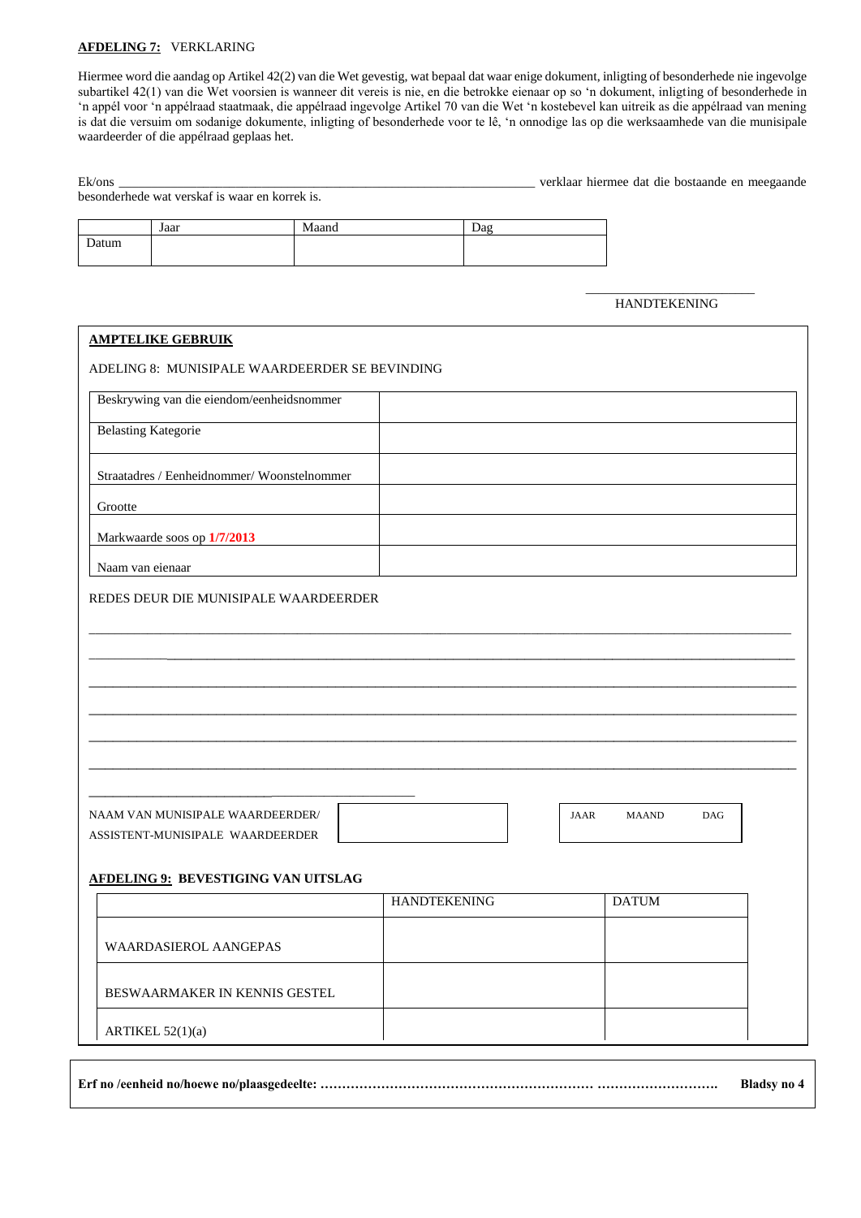**AFDELING 7:** VERKLARING

Hiermee word die aandag op Artikel 42(2) van die Wet gevestig, wat bepaal dat waar enige dokument, inligting of besonderhede nie ingevolge subartikel 42(1) van die Wet voorsien is wanneer dit vereis is nie, en die betrokke eienaar op so 'n dokument, inligting of besonderhede in 'n appél voor 'n appélraad staatmaak, die appélraad ingevolge Artikel 70 van die Wet 'n kostebevel kan uitreik as die appélraad van mening is dat die versuim om sodanige dokumente, inligting of besonderhede voor te lê, 'n onnodige las op die werksaamhede van die munisipale waardeerder of die appélraad geplaas het.

Ek/ons ________________________________________________________________ verklaar hiermee dat die bostaande en meegaande besonderhede wat verskaf is waar en korrek is.

| | Jaar | Maand | Dag |
|---|---|---|---|
| Datum | | | |

_________________________
HANDTEKENING

**AMPTELIKE GEBRUIK**

ADELING 8: MUNISIPALE WAARDEERDER SE BEVINDING

| | |
|---|---|
| Beskrywing van die eiendom/eenheidsnommer | |
| Belasting Kategorie | |
| Straatadres / Eenheidnommer/ Woonstelnommer | |
| Grootte | |
| Markwaarde soos op **1/7/2013** | |
| Naam van eienaar | |

REDES DEUR DIE MUNISIPALE WAARDEERDER

______________________________________________________________________________________________

______________________________________________________________________________________________

______________________________________________________________________________________________

______________________________________________________________________________________________

______________________________________________________________________________________________

______________________________________________________________________________________________

_________________________________________________

NAAM VAN MUNISIPALE WAARDEERDER/
ASSISTENT-MUNISIPALE WAARDEERDER

| JAAR | MAAND | DAG |
|---|---|---|
| | | |

**AFDELING 9: BEVESTIGING VAN UITSLAG**

| | HANDTEKENING | DATUM |
|---|---|---|
| WAARDASIEROL AANGEPAS | | |
| BESWAARMAKER IN KENNIS GESTEL | | |
| ARTIKEL 52(1)(a) | | |

**Erf no /eenheid no/hoewe no/plaasgedeelte: ………………………………………………………… ……………………….** **Bladsy no 4**